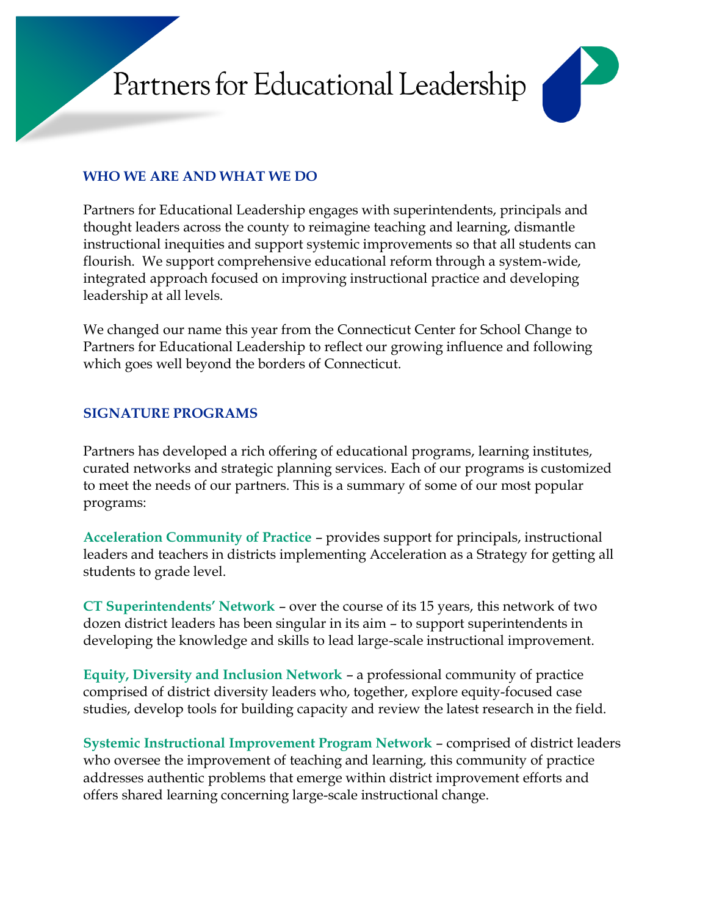# Partners for Educational Leadership

## WHO WE ARE AND WHAT WE DO

Partners for Educational Leadership engages with superintendents, principals and thought leaders across the county to reimagine teaching and learning, dismantle instructional inequities and support systemic improvements so that all students can flourish. We support comprehensive educational reform through a system-wide, integrated approach focused on improving instructional practice and developing leadership at all levels.

We changed our name this year from the Connecticut Center for School Change to Partners for Educational Leadership to reflect our growing influence and following which goes well beyond the borders of Connecticut.

## SIGNATURE PROGRAMS

Partners has developed a rich offering of educational programs, learning institutes, curated networks and strategic planning services. Each of our programs is customized to meet the needs of our partners. This is a summary of some of our most popular programs:

**Acceleration Community of Practice** – provides support for principals, instructional leaders and teachers in districts implementing Acceleration as a Strategy for getting all students to grade level.

**CT Superintendents' Network** – over the course of its 15 years, this network of two dozen district leaders has been singular in its aim – to support superintendents in developing the knowledge and skills to lead large-scale instructional improvement.

**Equity, Diversity and Inclusion Network** – a professional community of practice comprised of district diversity leaders who, together, explore equity-focused case studies, develop tools for building capacity and review the latest research in the field.

**Systemic Instructional Improvement Program Network** – comprised of district leaders who oversee the improvement of teaching and learning, this community of practice addresses authentic problems that emerge within district improvement efforts and offers shared learning concerning large-scale instructional change.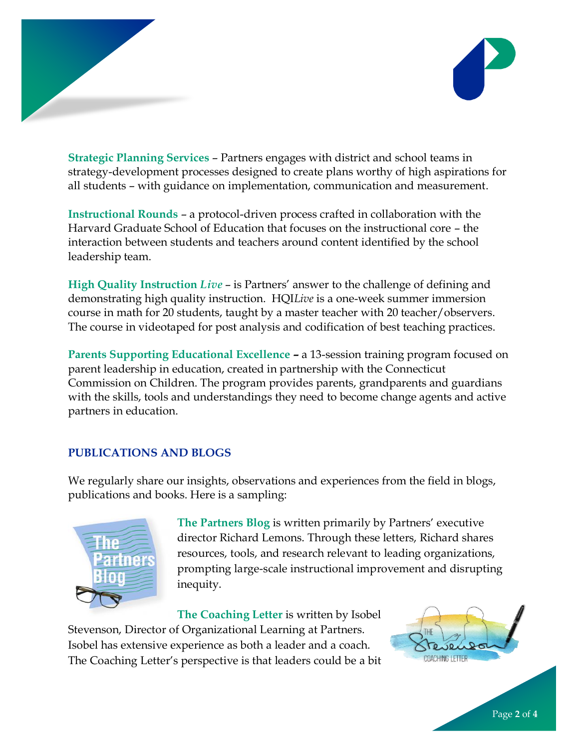**Strategic Planning Services** – Partners engages with district and school teams in strategy-development processes designed to create plans worthy of high aspirations for all students – with guidance on implementation, communication and measurement.

**Instructional Rounds** – a protocol-driven process crafted in collaboration with the Harvard Graduate School of Education that focuses on the instructional core – the interaction between students and teachers around content identified by the school leadership team.

**High Quality Instruction *Live*** – is Partners' answer to the challenge of defining and demonstrating high quality instruction. HQI*Live* is a one-week summer immersion course in math for 20 students, taught by a master teacher with 20 teacher/observers. The course in videotaped for post analysis and codification of best teaching practices.

**Parents Supporting Educational Excellence –** a 13-session training program focused on parent leadership in education, created in partnership with the Connecticut Commission on Children. The program provides parents, grandparents and guardians with the skills, tools and understandings they need to become change agents and active partners in education.

## PUBLICATIONS AND BLOGS

We regularly share our insights, observations and experiences from the field in blogs, publications and books. Here is a sampling:

**The Partners Blog** is written primarily by Partners' executive director Richard Lemons. Through these letters, Richard shares resources, tools, and research relevant to leading organizations, prompting large-scale instructional improvement and disrupting inequity.

**The Coaching Letter** is written by Isobel Stevenson, Director of Organizational Learning at Partners. Isobel has extensive experience as both a leader and a coach. The Coaching Letter's perspective is that leaders could be a bit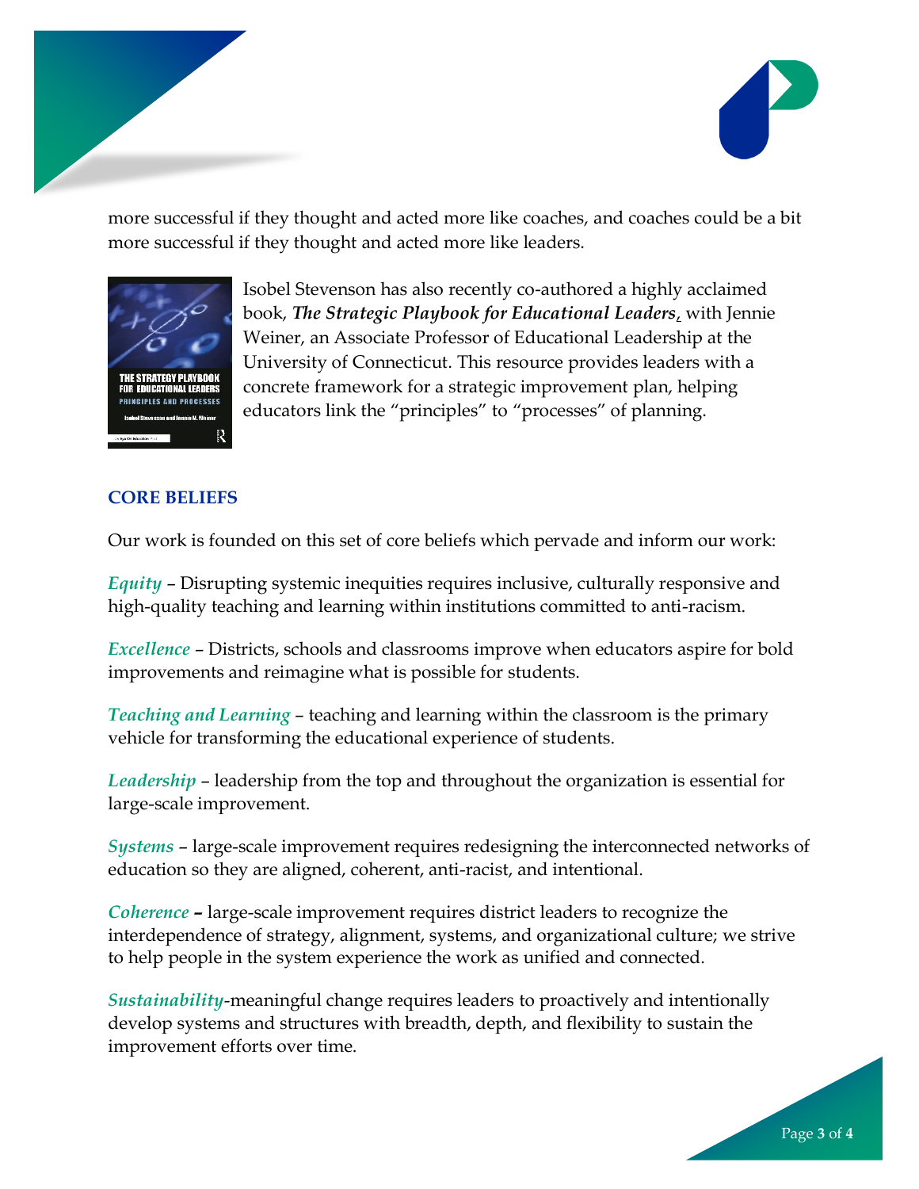more successful if they thought and acted more like coaches, and coaches could be a bit more successful if they thought and acted more like leaders.

Isobel Stevenson has also recently co-authored a highly acclaimed book, ***The Strategic Playbook for Educational Leaders***, with Jennie Weiner, an Associate Professor of Educational Leadership at the University of Connecticut. This resource provides leaders with a concrete framework for a strategic improvement plan, helping educators link the "principles" to "processes" of planning.

## CORE BELIEFS

Our work is founded on this set of core beliefs which pervade and inform our work:

***Equity*** – Disrupting systemic inequities requires inclusive, culturally responsive and high-quality teaching and learning within institutions committed to anti-racism.

***Excellence*** – Districts, schools and classrooms improve when educators aspire for bold improvements and reimagine what is possible for students.

***Teaching and Learning*** – teaching and learning within the classroom is the primary vehicle for transforming the educational experience of students.

***Leadership*** – leadership from the top and throughout the organization is essential for large-scale improvement.

***Systems*** – large-scale improvement requires redesigning the interconnected networks of education so they are aligned, coherent, anti-racist, and intentional.

***Coherence*** – large-scale improvement requires district leaders to recognize the interdependence of strategy, alignment, systems, and organizational culture; we strive to help people in the system experience the work as unified and connected.

***Sustainability***-meaningful change requires leaders to proactively and intentionally develop systems and structures with breadth, depth, and flexibility to sustain the improvement efforts over time.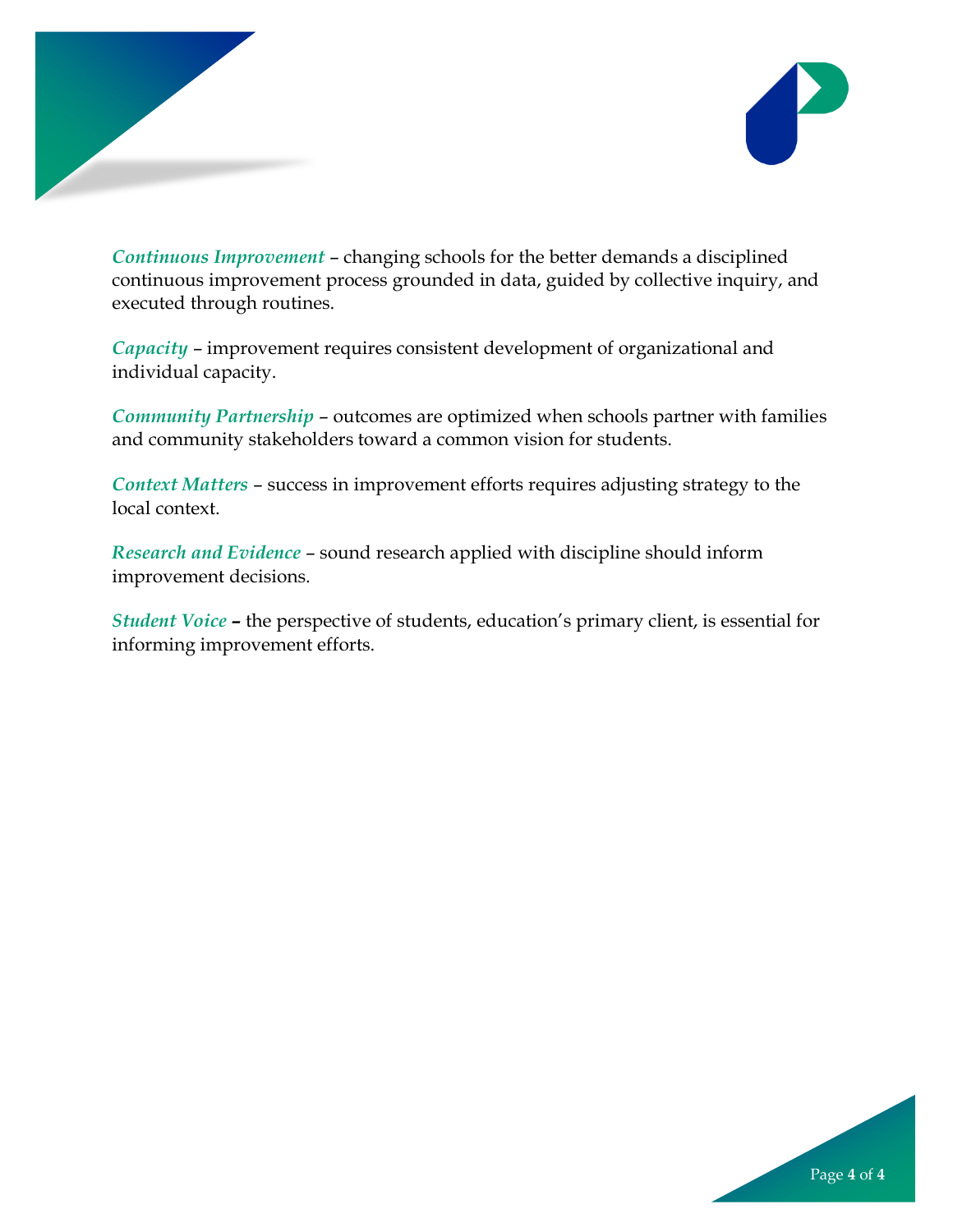*Continuous Improvement* – changing schools for the better demands a disciplined continuous improvement process grounded in data, guided by collective inquiry, and executed through routines.

*Capacity* – improvement requires consistent development of organizational and individual capacity.

*Community Partnership* – outcomes are optimized when schools partner with families and community stakeholders toward a common vision for students.

*Context Matters* – success in improvement efforts requires adjusting strategy to the local context.

*Research and Evidence* – sound research applied with discipline should inform improvement decisions.

*Student Voice* **–** the perspective of students, education's primary client, is essential for informing improvement efforts.